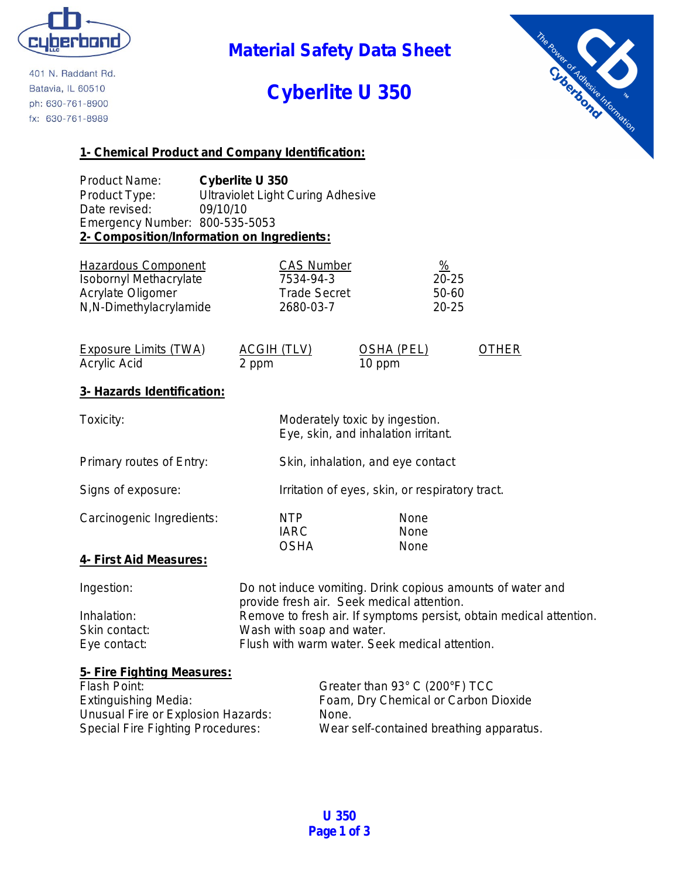cyberbond

401 N. Raddant Rd.
Batavia, IL 60510
ph: 630-761-8900
fx: 630-761-8989

# Material Safety Data Sheet

# Cyberlite U 350

## 1- Chemical Product and Company Identification:

Product Name: **Cyberlite U 350**
Product Type: Ultraviolet Light Curing Adhesive
Date revised: 09/10/10
Emergency Number: 800-535-5053

## 2- Composition/Information on Ingredients:

| Hazardous Component | CAS Number | % |
|---|---|---|
| Isobornyl Methacrylate | 7534-94-3 | 20-25 |
| Acrylate Oligomer | Trade Secret | 50-60 |
| N,N-Dimethylacrylamide | 2680-03-7 | 20-25 |

| Exposure Limits (TWA) | ACGIH (TLV) | OSHA (PEL) | OTHER |
|---|---|---|---|
| Acrylic Acid | 2 ppm | 10 ppm | |

## 3- Hazards Identification:

| | |
|---|---|
| Toxicity: | Moderately toxic by ingestion. Eye, skin, and inhalation irritant. |
| Primary routes of Entry: | Skin, inhalation, and eye contact |
| Signs of exposure: | Irritation of eyes, skin, or respiratory tract. |

| Carcinogenic Ingredients: | | |
|---|---|---|
| | NTP | None |
| | IARC | None |
| | OSHA | None |

## 4- First Aid Measures:

| | |
|---|---|
| Ingestion: | Do not induce vomiting. Drink copious amounts of water and provide fresh air. Seek medical attention. |
| Inhalation: | Remove to fresh air. If symptoms persist, obtain medical attention. |
| Skin contact: | Wash with soap and water. |
| Eye contact: | Flush with warm water. Seek medical attention. |

## 5- Fire Fighting Measures:

| | |
|---|---|
| Flash Point: | Greater than 93° C (200°F) TCC |
| Extinguishing Media: | Foam, Dry Chemical or Carbon Dioxide |
| Unusual Fire or Explosion Hazards: | None. |
| Special Fire Fighting Procedures: | Wear self-contained breathing apparatus. |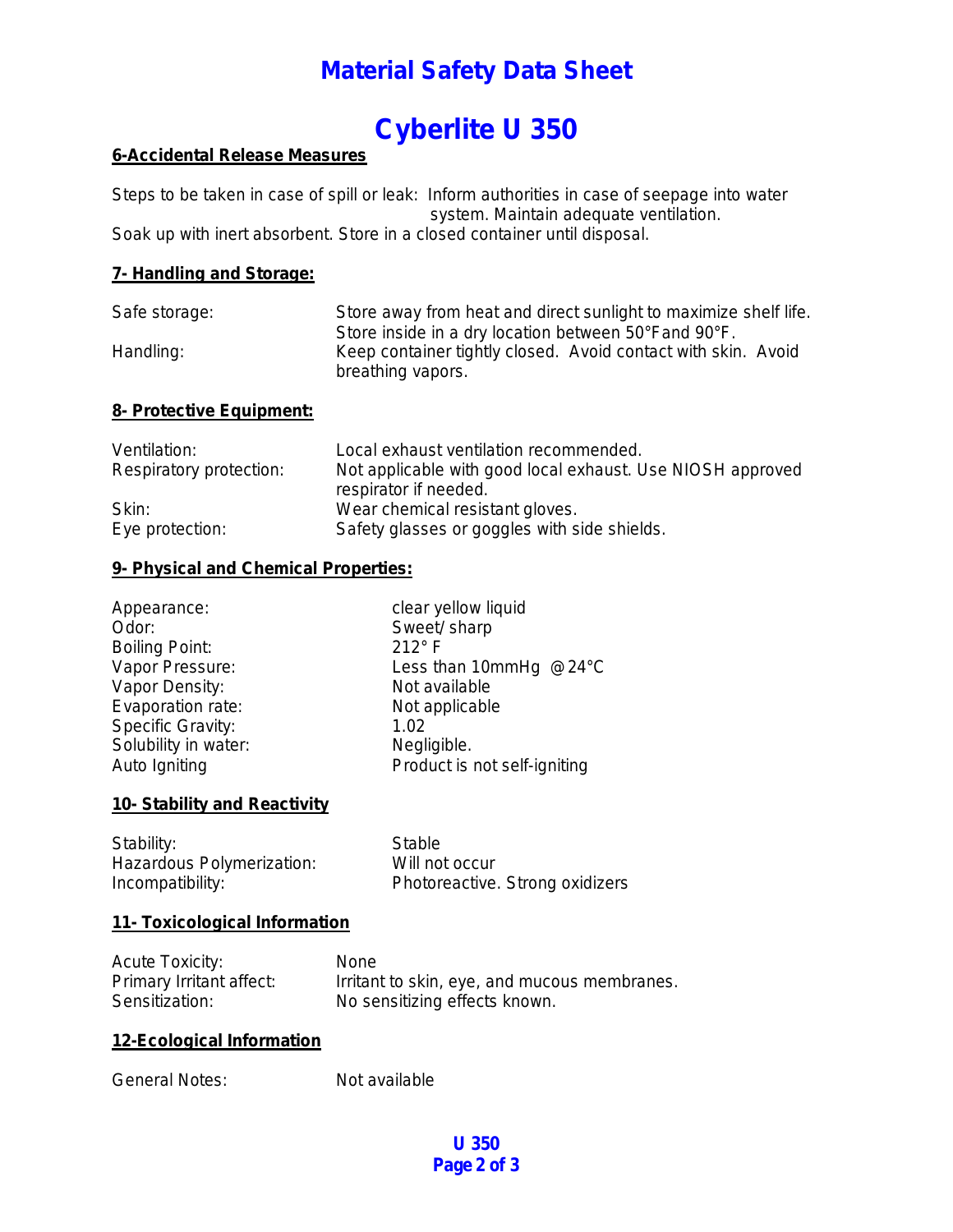# Material Safety Data Sheet

# Cyberlite U 350

## 6-Accidental Release Measures

Steps to be taken in case of spill or leak: Inform authorities in case of seepage into water system. Maintain adequate ventilation.
Soak up with inert absorbent. Store in a closed container until disposal.

## 7- Handling and Storage:

| | |
|---|---|
| Safe storage: | Store away from heat and direct sunlight to maximize shelf life. Store inside in a dry location between 50°F and 90°F. |
| Handling: | Keep container tightly closed. Avoid contact with skin. Avoid breathing vapors. |

## 8- Protective Equipment:

| | |
|---|---|
| Ventilation: | Local exhaust ventilation recommended. |
| Respiratory protection: | Not applicable with good local exhaust. Use NIOSH approved respirator if needed. |
| Skin: | Wear chemical resistant gloves. |
| Eye protection: | Safety glasses or goggles with side shields. |

## 9- Physical and Chemical Properties:

| | |
|---|---|
| Appearance: | clear yellow liquid |
| Odor: | Sweet/ sharp |
| Boiling Point: | 212° F |
| Vapor Pressure: | Less than 10mmHg @24°C |
| Vapor Density: | Not available |
| Evaporation rate: | Not applicable |
| Specific Gravity: | 1.02 |
| Solubility in water: | Negligible. |
| Auto Igniting | Product is not self-igniting |

## 10- Stability and Reactivity

| | |
|---|---|
| Stability: | Stable |
| Hazardous Polymerization: | Will not occur |
| Incompatibility: | Photoreactive. Strong oxidizers |

## 11- Toxicological Information

| | |
|---|---|
| Acute Toxicity: | None |
| Primary Irritant affect: | Irritant to skin, eye, and mucous membranes. |
| Sensitization: | No sensitizing effects known. |

## 12-Ecological Information

| | |
|---|---|
| General Notes: | Not available |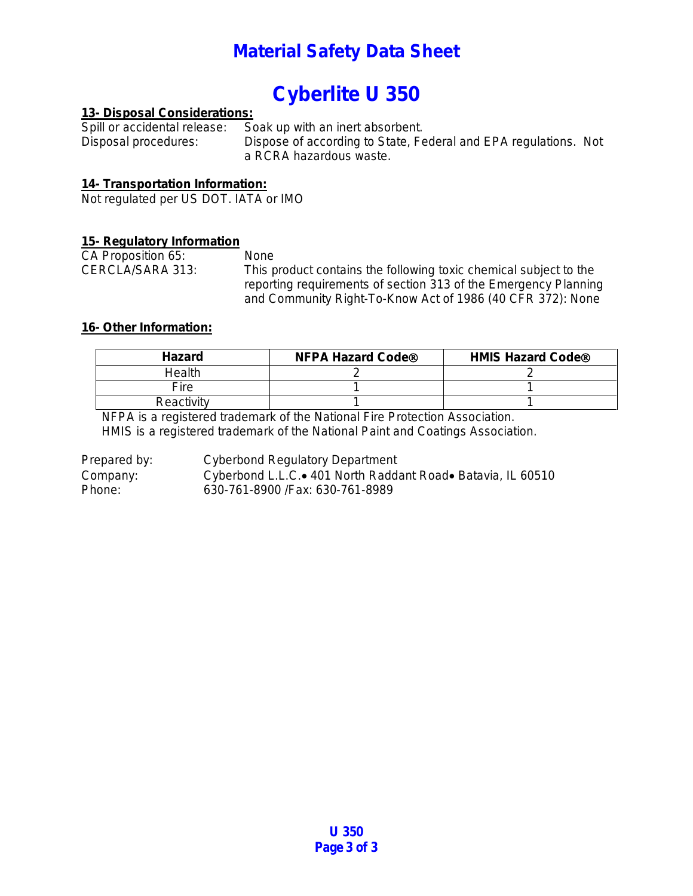# Material Safety Data Sheet

# Cyberlite U 350

**13- Disposal Considerations:**

Spill or accidental release: Soak up with an inert absorbent.
Disposal procedures: Dispose of according to State, Federal and EPA regulations. Not a RCRA hazardous waste.

**14- Transportation Information:**

Not regulated per US DOT. IATA or IMO

**15- Regulatory Information**

CA Proposition 65: None
CERCLA/SARA 313: This product contains the following toxic chemical subject to the reporting requirements of section 313 of the Emergency Planning and Community Right-To-Know Act of 1986 (40 CFR 372): None

**16- Other Information:**

| Hazard | NFPA Hazard Code® | HMIS Hazard Code® |
|---|---|---|
| Health | 2 | 2 |
| Fire | 1 | 1 |
| Reactivity | 1 | 1 |

NFPA is a registered trademark of the National Fire Protection Association.
HMIS is a registered trademark of the National Paint and Coatings Association.

Prepared by: Cyberbond Regulatory Department
Company: Cyberbond L.L.C.• 401 North Raddant Road• Batavia, IL 60510
Phone: 630-761-8900 /Fax: 630-761-8989